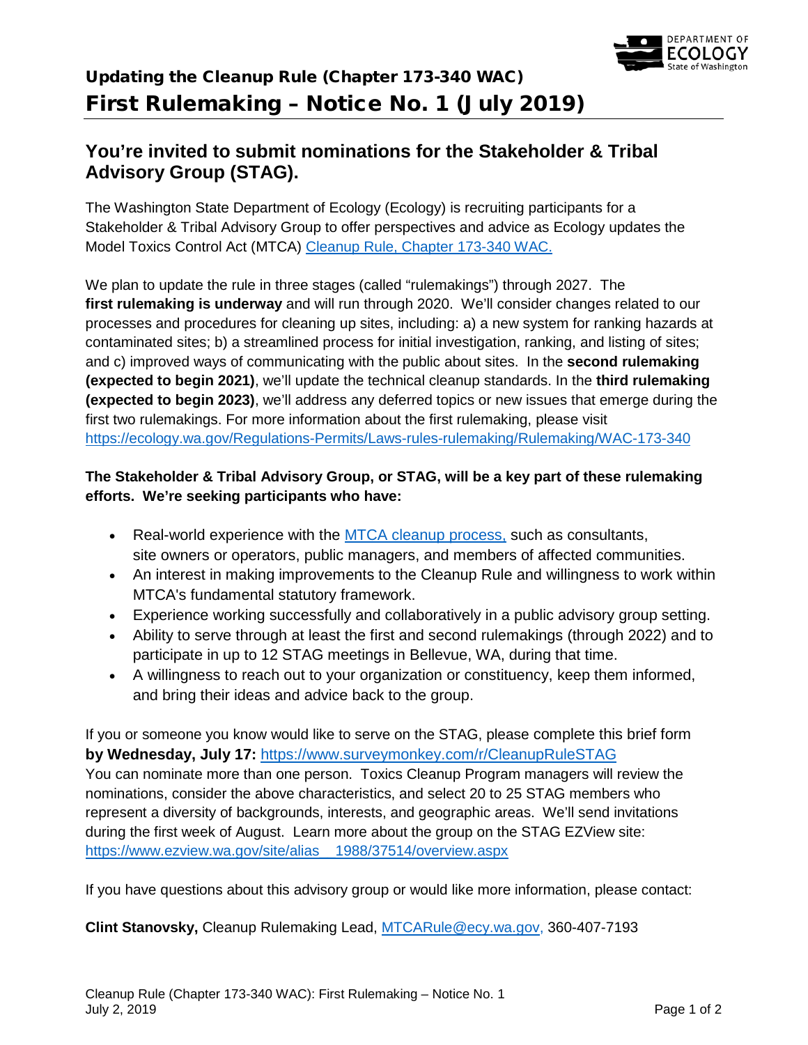# Updating the Cleanup Rule (Chapter 173-340 WAC)
# First Rulemaking – Notice No. 1 (July 2019)

## You're invited to submit nominations for the Stakeholder & Tribal Advisory Group (STAG).

The Washington State Department of Ecology (Ecology) is recruiting participants for a Stakeholder & Tribal Advisory Group to offer perspectives and advice as Ecology updates the Model Toxics Control Act (MTCA) Cleanup Rule, Chapter 173-340 WAC.

We plan to update the rule in three stages (called "rulemakings") through 2027. The **first rulemaking is underway** and will run through 2020. We'll consider changes related to our processes and procedures for cleaning up sites, including: a) a new system for ranking hazards at contaminated sites; b) a streamlined process for initial investigation, ranking, and listing of sites; and c) improved ways of communicating with the public about sites. In the **second rulemaking (expected to begin 2021)**, we'll update the technical cleanup standards. In the **third rulemaking (expected to begin 2023)**, we'll address any deferred topics or new issues that emerge during the first two rulemakings. For more information about the first rulemaking, please visit https://ecology.wa.gov/Regulations-Permits/Laws-rules-rulemaking/Rulemaking/WAC-173-340

**The Stakeholder & Tribal Advisory Group, or STAG, will be a key part of these rulemaking efforts. We're seeking participants who have:**

- Real-world experience with the MTCA cleanup process, such as consultants, site owners or operators, public managers, and members of affected communities.
- An interest in making improvements to the Cleanup Rule and willingness to work within MTCA's fundamental statutory framework.
- Experience working successfully and collaboratively in a public advisory group setting.
- Ability to serve through at least the first and second rulemakings (through 2022) and to participate in up to 12 STAG meetings in Bellevue, WA, during that time.
- A willingness to reach out to your organization or constituency, keep them informed, and bring their ideas and advice back to the group.

If you or someone you know would like to serve on the STAG, please complete this brief form **by Wednesday, July 17:** https://www.surveymonkey.com/r/CleanupRuleSTAG
You can nominate more than one person. Toxics Cleanup Program managers will review the nominations, consider the above characteristics, and select 20 to 25 STAG members who represent a diversity of backgrounds, interests, and geographic areas. We'll send invitations during the first week of August. Learn more about the group on the STAG EZView site: https://www.ezview.wa.gov/site/alias__1988/37514/overview.aspx

If you have questions about this advisory group or would like more information, please contact:

**Clint Stanovsky,** Cleanup Rulemaking Lead, MTCARule@ecy.wa.gov, 360-407-7193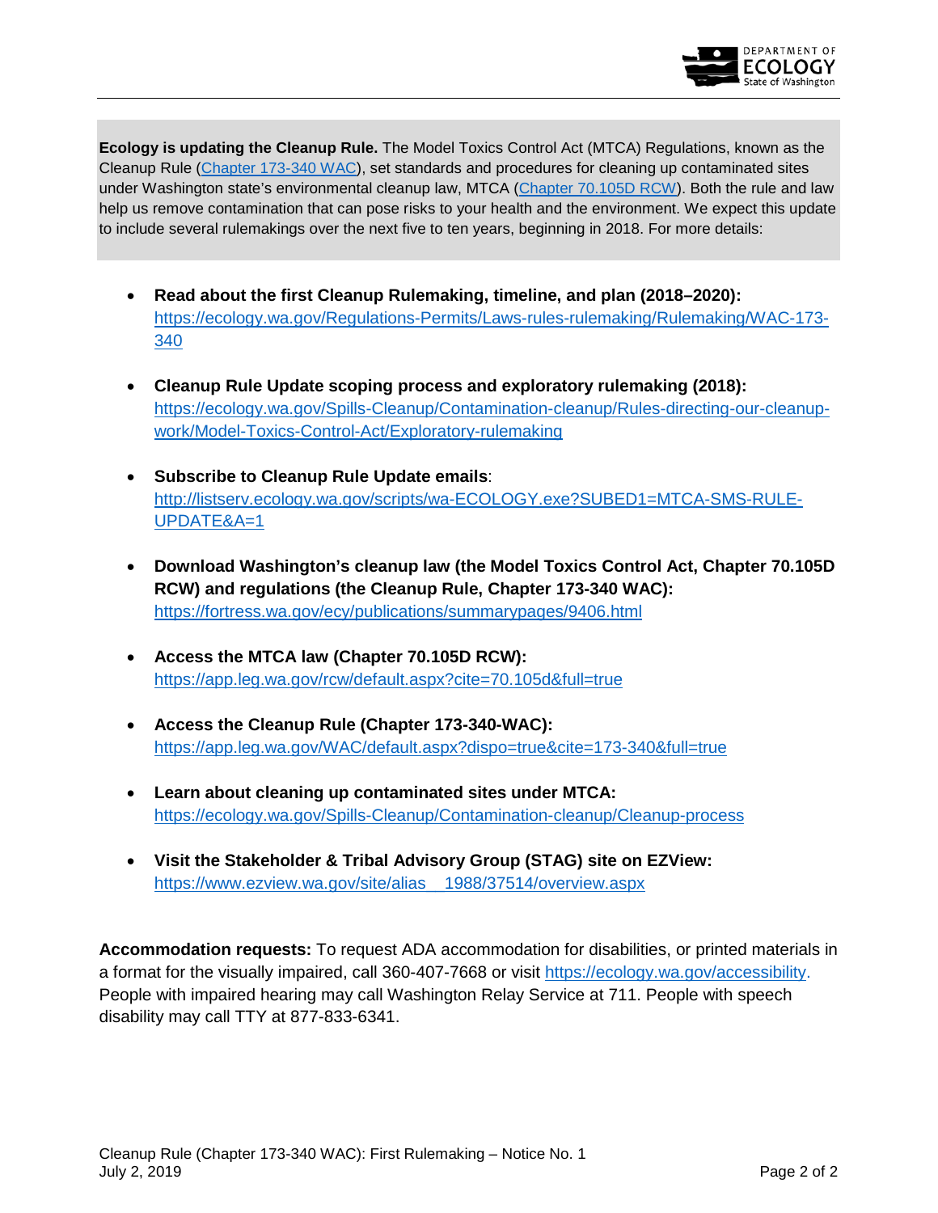**Ecology is updating the Cleanup Rule.** The Model Toxics Control Act (MTCA) Regulations, known as the Cleanup Rule (Chapter 173-340 WAC), set standards and procedures for cleaning up contaminated sites under Washington state's environmental cleanup law, MTCA (Chapter 70.105D RCW). Both the rule and law help us remove contamination that can pose risks to your health and the environment. We expect this update to include several rulemakings over the next five to ten years, beginning in 2018. For more details:

- **Read about the first Cleanup Rulemaking, timeline, and plan (2018–2020):** https://ecology.wa.gov/Regulations-Permits/Laws-rules-rulemaking/Rulemaking/WAC-173-340
- **Cleanup Rule Update scoping process and exploratory rulemaking (2018):** https://ecology.wa.gov/Spills-Cleanup/Contamination-cleanup/Rules-directing-our-cleanup-work/Model-Toxics-Control-Act/Exploratory-rulemaking
- **Subscribe to Cleanup Rule Update emails**: http://listserv.ecology.wa.gov/scripts/wa-ECOLOGY.exe?SUBED1=MTCA-SMS-RULE-UPDATE&A=1
- **Download Washington's cleanup law (the Model Toxics Control Act, Chapter 70.105D RCW) and regulations (the Cleanup Rule, Chapter 173-340 WAC):** https://fortress.wa.gov/ecy/publications/summarypages/9406.html
- **Access the MTCA law (Chapter 70.105D RCW):** https://app.leg.wa.gov/rcw/default.aspx?cite=70.105d&full=true
- **Access the Cleanup Rule (Chapter 173-340-WAC):** https://app.leg.wa.gov/WAC/default.aspx?dispo=true&cite=173-340&full=true
- **Learn about cleaning up contaminated sites under MTCA:** https://ecology.wa.gov/Spills-Cleanup/Contamination-cleanup/Cleanup-process
- **Visit the Stakeholder & Tribal Advisory Group (STAG) site on EZView:** https://www.ezview.wa.gov/site/alias__1988/37514/overview.aspx

**Accommodation requests:** To request ADA accommodation for disabilities, or printed materials in a format for the visually impaired, call 360-407-7668 or visit https://ecology.wa.gov/accessibility. People with impaired hearing may call Washington Relay Service at 711. People with speech disability may call TTY at 877-833-6341.